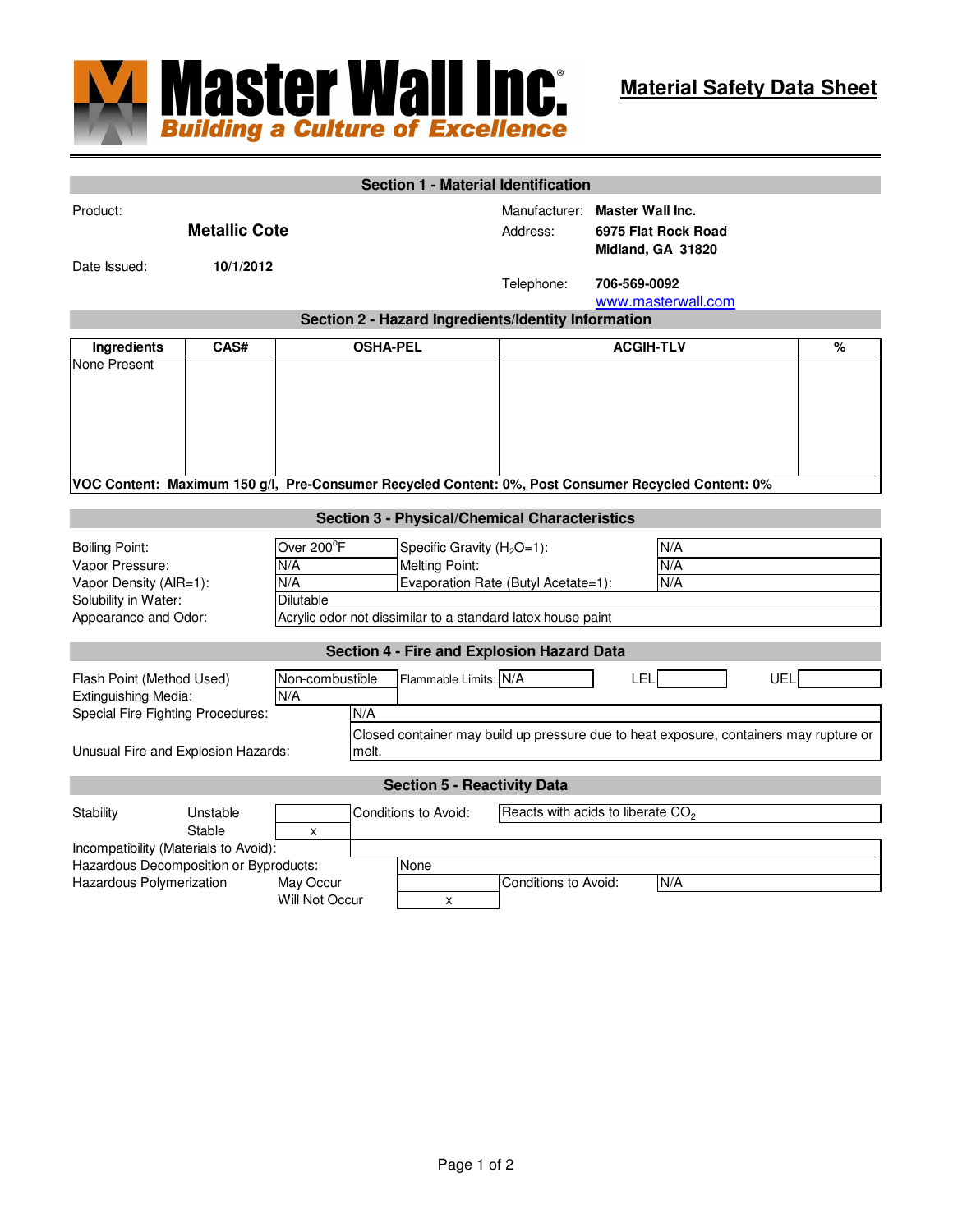# Master Wall Inc.®

*Building a Culture of Excellence*

## Material Safety Data Sheet

### Section 1 - Material Identification

| | | | |
|---|---|---|---|
| Product: | **Metallic Cote** | Manufacturer: | **Master Wall Inc.** |
| | | Address: | **6975 Flat Rock Road** |
| | | | **Midland, GA 31820** |
| Date Issued: | **10/1/2012** | Telephone: | **706-569-0092** |
| | | | www.masterwall.com |

### Section 2 - Hazard Ingredients/Identity Information

| Ingredients | CAS# | OSHA-PEL | ACGIH-TLV | % |
|---|---|---|---|---|
| None Present | | | | |

**VOC Content: Maximum 150 g/l, Pre-Consumer Recycled Content: 0%, Post Consumer Recycled Content: 0%**

### Section 3 - Physical/Chemical Characteristics

| | | | |
|---|---|---|---|
| Boiling Point: | Over 200°F | Specific Gravity ($H_2O$=1): | N/A |
| Vapor Pressure: | N/A | Melting Point: | N/A |
| Vapor Density (AIR=1): | N/A | Evaporation Rate (Butyl Acetate=1): | N/A |
| Solubility in Water: | Dilutable | | |
| Appearance and Odor: | Acrylic odor not dissimilar to a standard latex house paint | | |

### Section 4 - Fire and Explosion Hazard Data

| | | | | | | | |
|---|---|---|---|---|---|---|---|
| Flash Point (Method Used) | Non-combustible | Flammable Limits: | N/A | LEL | | UEL | |
| Extinguishing Media: | N/A | | | | | | |
| Special Fire Fighting Procedures: | N/A | | | | | | |
| Unusual Fire and Explosion Hazards: | Closed container may build up pressure due to heat exposure, containers may rupture or melt. | | | | | | |

### Section 5 - Reactivity Data

| | | | | |
|---|---|---|---|---|
| Stability | Unstable | | Conditions to Avoid: | Reacts with acids to liberate $CO_2$ |
| | Stable | x | | |
| Incompatibility (Materials to Avoid): | | | | |
| Hazardous Decomposition or Byproducts: | | None | | |
| Hazardous Polymerization | May Occur | | Conditions to Avoid: | N/A |
| | Will Not Occur | x | | |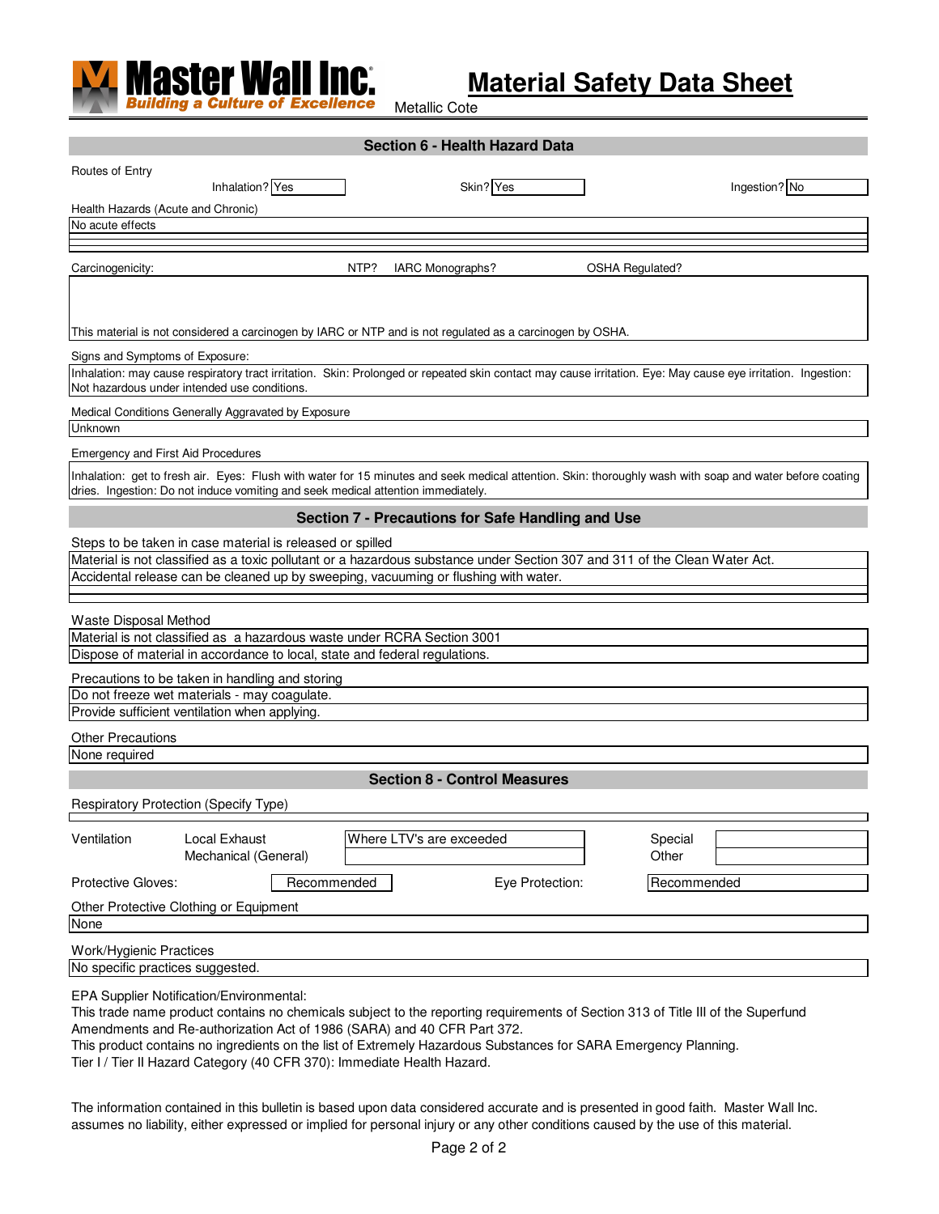**Master Wall Inc.**
*Building a Culture of Excellence*

# Material Safety Data Sheet

Metallic Cote

## Section 6 - Health Hazard Data

Routes of Entry

| | | |
|---|---|---|
| Inhalation? Yes | Skin? Yes | Ingestion? No |

Health Hazards (Acute and Chronic)

No acute effects

Carcinogenicity: NTP? IARC Monographs? OSHA Regulated?

This material is not considered a carcinogen by IARC or NTP and is not regulated as a carcinogen by OSHA.

Signs and Symptoms of Exposure:

Inhalation: may cause respiratory tract irritation. Skin: Prolonged or repeated skin contact may cause irritation. Eye: May cause eye irritation. Ingestion: Not hazardous under intended use conditions.

Medical Conditions Generally Aggravated by Exposure

Unknown

Emergency and First Aid Procedures

Inhalation: get to fresh air. Eyes: Flush with water for 15 minutes and seek medical attention. Skin: thoroughly wash with soap and water before coating dries. Ingestion: Do not induce vomiting and seek medical attention immediately.

## Section 7 - Precautions for Safe Handling and Use

Steps to be taken in case material is released or spilled

Material is not classified as a toxic pollutant or a hazardous substance under Section 307 and 311 of the Clean Water Act.
Accidental release can be cleaned up by sweeping, vacuuming or flushing with water.

Waste Disposal Method

Material is not classified as a hazardous waste under RCRA Section 3001
Dispose of material in accordance to local, state and federal regulations.

Precautions to be taken in handling and storing

Do not freeze wet materials - may coagulate.
Provide sufficient ventilation when applying.

Other Precautions

None required

## Section 8 - Control Measures

Respiratory Protection (Specify Type)

| | | | | |
|---|---|---|---|---|
| Ventilation | Local Exhaust | Where LTV's are exceeded | Special | |
| | Mechanical (General) | | Other | |

| | | | |
|---|---|---|---|
| Protective Gloves: | Recommended | Eye Protection: | Recommended |

Other Protective Clothing or Equipment

None

Work/Hygienic Practices

No specific practices suggested.

EPA Supplier Notification/Environmental:
This trade name product contains no chemicals subject to the reporting requirements of Section 313 of Title III of the Superfund Amendments and Re-authorization Act of 1986 (SARA) and 40 CFR Part 372.
This product contains no ingredients on the list of Extremely Hazardous Substances for SARA Emergency Planning.
Tier I / Tier II Hazard Category (40 CFR 370): Immediate Health Hazard.

The information contained in this bulletin is based upon data considered accurate and is presented in good faith. Master Wall Inc. assumes no liability, either expressed or implied for personal injury or any other conditions caused by the use of this material.